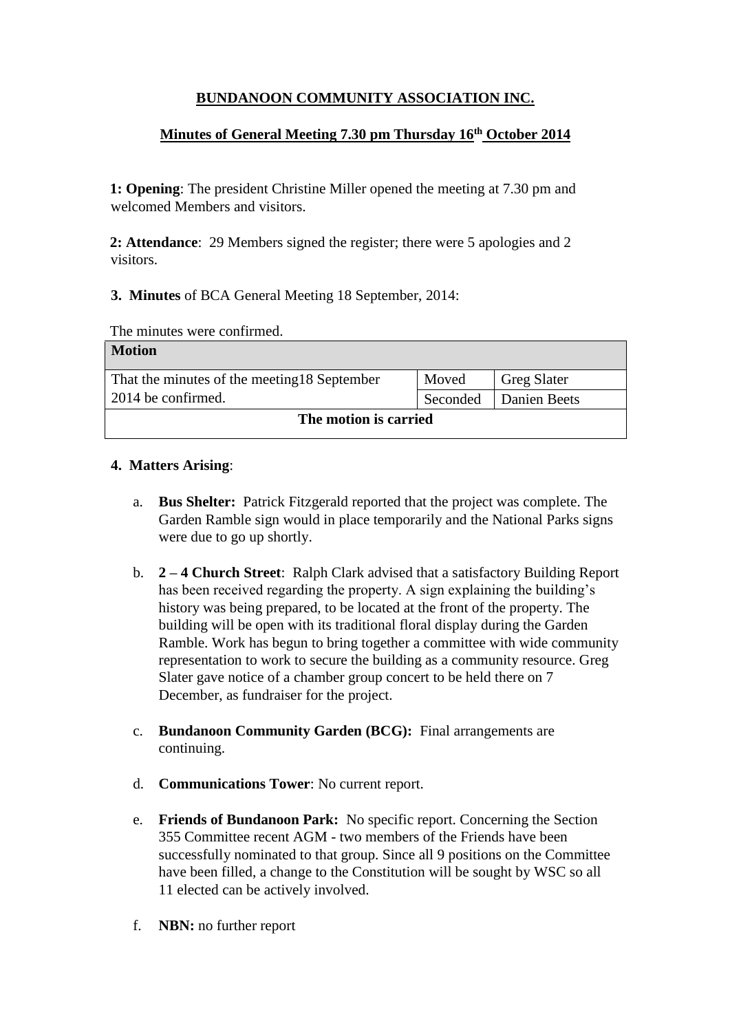# BUNDANOON COMMUNITY ASSOCIATION INC.

## Minutes of General Meeting 7.30 pm Thursday 16th October 2014

**1: Opening**: The president Christine Miller opened the meeting at 7.30 pm and welcomed Members and visitors.

**2: Attendance**: 29 Members signed the register; there were 5 apologies and 2 visitors.

**3. Minutes** of BCA General Meeting 18 September, 2014:

The minutes were confirmed.

| **Motion** | | |
|---|---|---|
| That the minutes of the meeting18 September 2014 be confirmed. | Moved | Greg Slater |
| | Seconded | Danien Beets |
| **The motion is carried** | | |

**4. Matters Arising**:

a. **Bus Shelter:** Patrick Fitzgerald reported that the project was complete. The Garden Ramble sign would in place temporarily and the National Parks signs were due to go up shortly.

b. **2 – 4 Church Street**: Ralph Clark advised that a satisfactory Building Report has been received regarding the property. A sign explaining the building's history was being prepared, to be located at the front of the property. The building will be open with its traditional floral display during the Garden Ramble. Work has begun to bring together a committee with wide community representation to work to secure the building as a community resource. Greg Slater gave notice of a chamber group concert to be held there on 7 December, as fundraiser for the project.

c. **Bundanoon Community Garden (BCG):** Final arrangements are continuing.

d. **Communications Tower**: No current report.

e. **Friends of Bundanoon Park:** No specific report. Concerning the Section 355 Committee recent AGM - two members of the Friends have been successfully nominated to that group. Since all 9 positions on the Committee have been filled, a change to the Constitution will be sought by WSC so all 11 elected can be actively involved.

f. **NBN:** no further report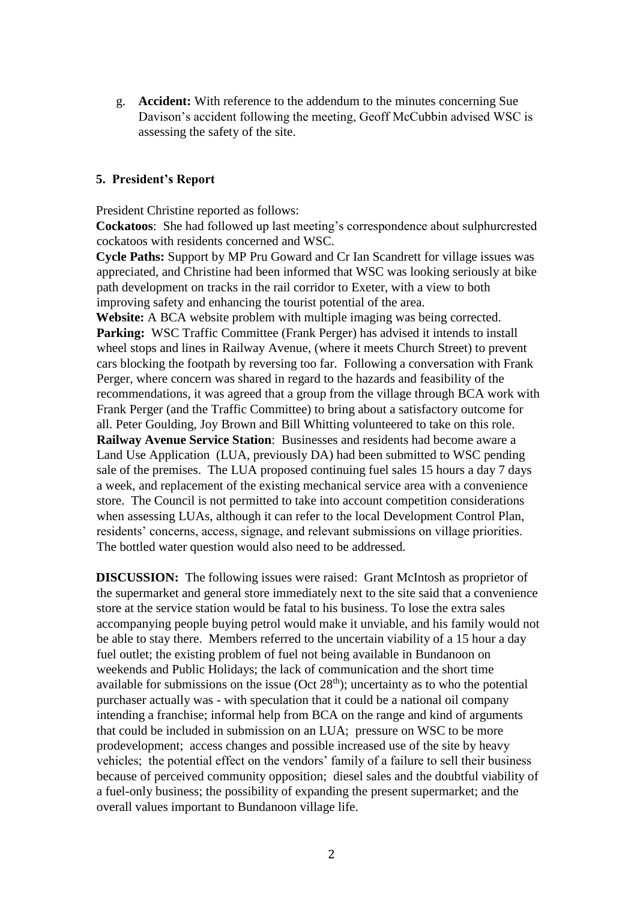g. **Accident:** With reference to the addendum to the minutes concerning Sue Davison's accident following the meeting, Geoff McCubbin advised WSC is assessing the safety of the site.

### 5. President's Report

President Christine reported as follows:

**Cockatoos**: She had followed up last meeting's correspondence about sulphurcrested cockatoos with residents concerned and WSC.

**Cycle Paths:** Support by MP Pru Goward and Cr Ian Scandrett for village issues was appreciated, and Christine had been informed that WSC was looking seriously at bike path development on tracks in the rail corridor to Exeter, with a view to both improving safety and enhancing the tourist potential of the area.

**Website:** A BCA website problem with multiple imaging was being corrected.

**Parking:** WSC Traffic Committee (Frank Perger) has advised it intends to install wheel stops and lines in Railway Avenue, (where it meets Church Street) to prevent cars blocking the footpath by reversing too far. Following a conversation with Frank Perger, where concern was shared in regard to the hazards and feasibility of the recommendations, it was agreed that a group from the village through BCA work with Frank Perger (and the Traffic Committee) to bring about a satisfactory outcome for all. Peter Goulding, Joy Brown and Bill Whitting volunteered to take on this role.

**Railway Avenue Service Station**: Businesses and residents had become aware a Land Use Application (LUA, previously DA) had been submitted to WSC pending sale of the premises. The LUA proposed continuing fuel sales 15 hours a day 7 days a week, and replacement of the existing mechanical service area with a convenience store. The Council is not permitted to take into account competition considerations when assessing LUAs, although it can refer to the local Development Control Plan, residents' concerns, access, signage, and relevant submissions on village priorities. The bottled water question would also need to be addressed.

**DISCUSSION:** The following issues were raised: Grant McIntosh as proprietor of the supermarket and general store immediately next to the site said that a convenience store at the service station would be fatal to his business. To lose the extra sales accompanying people buying petrol would make it unviable, and his family would not be able to stay there. Members referred to the uncertain viability of a 15 hour a day fuel outlet; the existing problem of fuel not being available in Bundanoon on weekends and Public Holidays; the lack of communication and the short time available for submissions on the issue (Oct 28th); uncertainty as to who the potential purchaser actually was - with speculation that it could be a national oil company intending a franchise; informal help from BCA on the range and kind of arguments that could be included in submission on an LUA; pressure on WSC to be more prodevelopment; access changes and possible increased use of the site by heavy vehicles; the potential effect on the vendors' family of a failure to sell their business because of perceived community opposition; diesel sales and the doubtful viability of a fuel-only business; the possibility of expanding the present supermarket; and the overall values important to Bundanoon village life.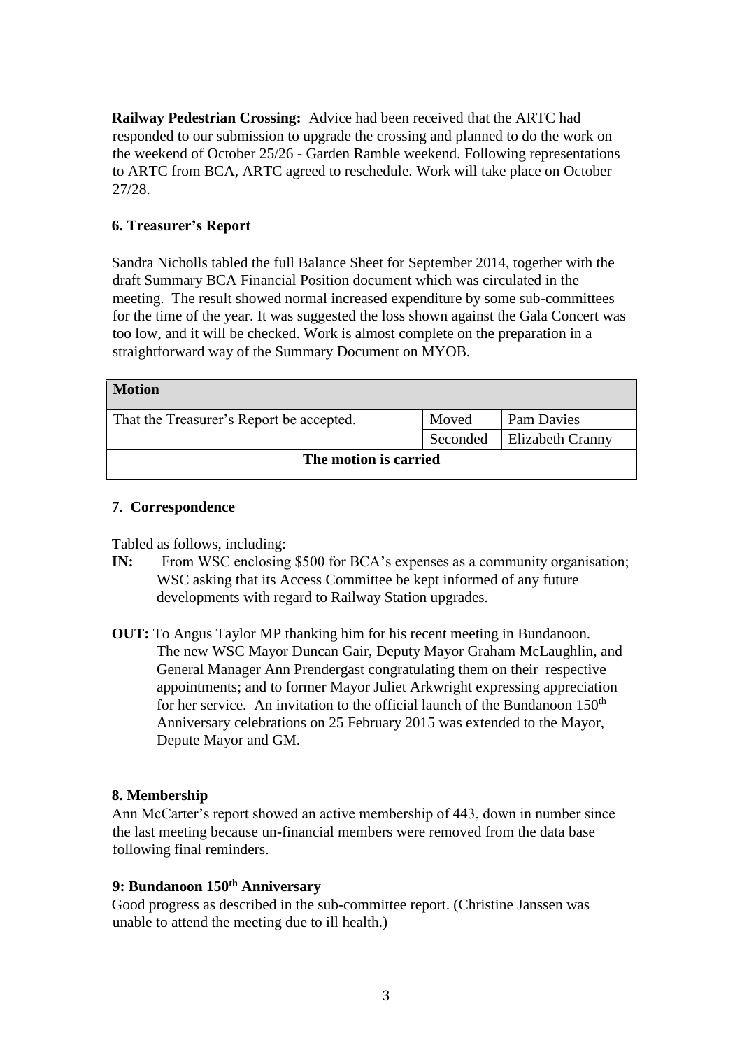**Railway Pedestrian Crossing:** Advice had been received that the ARTC had responded to our submission to upgrade the crossing and planned to do the work on the weekend of October 25/26 - Garden Ramble weekend. Following representations to ARTC from BCA, ARTC agreed to reschedule. Work will take place on October 27/28.

**6. Treasurer's Report**

Sandra Nicholls tabled the full Balance Sheet for September 2014, together with the draft Summary BCA Financial Position document which was circulated in the meeting. The result showed normal increased expenditure by some sub-committees for the time of the year. It was suggested the loss shown against the Gala Concert was too low, and it will be checked. Work is almost complete on the preparation in a straightforward way of the Summary Document on MYOB.

| **Motion** | | |
|---|---|---|
| That the Treasurer's Report be accepted. | Moved | Pam Davies |
| | Seconded | Elizabeth Cranny |
| **The motion is carried** | | |

**7. Correspondence**

Tabled as follows, including:

**IN:** From WSC enclosing $500 for BCA's expenses as a community organisation; WSC asking that its Access Committee be kept informed of any future developments with regard to Railway Station upgrades.

**OUT:** To Angus Taylor MP thanking him for his recent meeting in Bundanoon. The new WSC Mayor Duncan Gair, Deputy Mayor Graham McLaughlin, and General Manager Ann Prendergast congratulating them on their respective appointments; and to former Mayor Juliet Arkwright expressing appreciation for her service. An invitation to the official launch of the Bundanoon 150th Anniversary celebrations on 25 February 2015 was extended to the Mayor, Depute Mayor and GM.

**8. Membership**

Ann McCarter's report showed an active membership of 443, down in number since the last meeting because un-financial members were removed from the data base following final reminders.

**9: Bundanoon 150th Anniversary**

Good progress as described in the sub-committee report. (Christine Janssen was unable to attend the meeting due to ill health.)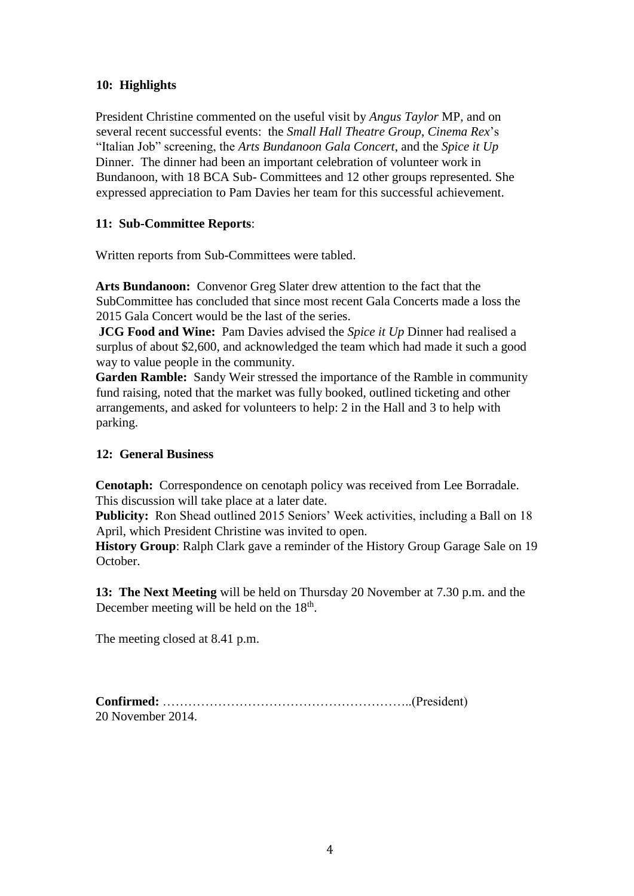**10: Highlights**

President Christine commented on the useful visit by *Angus Taylor* MP, and on several recent successful events: the *Small Hall Theatre Group*, *Cinema Rex*'s "Italian Job" screening, the *Arts Bundanoon Gala Concert*, and the *Spice it Up* Dinner. The dinner had been an important celebration of volunteer work in Bundanoon, with 18 BCA Sub- Committees and 12 other groups represented. She expressed appreciation to Pam Davies her team for this successful achievement.

**11: Sub-Committee Reports**:

Written reports from Sub-Committees were tabled.

**Arts Bundanoon:** Convenor Greg Slater drew attention to the fact that the SubCommittee has concluded that since most recent Gala Concerts made a loss the 2015 Gala Concert would be the last of the series.
**JCG Food and Wine:** Pam Davies advised the *Spice it Up* Dinner had realised a surplus of about $2,600, and acknowledged the team which had made it such a good way to value people in the community.
**Garden Ramble:** Sandy Weir stressed the importance of the Ramble in community fund raising, noted that the market was fully booked, outlined ticketing and other arrangements, and asked for volunteers to help: 2 in the Hall and 3 to help with parking.

**12: General Business**

**Cenotaph:** Correspondence on cenotaph policy was received from Lee Borradale. This discussion will take place at a later date.
**Publicity:** Ron Shead outlined 2015 Seniors' Week activities, including a Ball on 18 April, which President Christine was invited to open.
**History Group**: Ralph Clark gave a reminder of the History Group Garage Sale on 19 October.

**13: The Next Meeting** will be held on Thursday 20 November at 7.30 p.m. and the December meeting will be held on the 18th.

The meeting closed at 8.41 p.m.

**Confirmed:** …………………………………………………..(President)
20 November 2014.